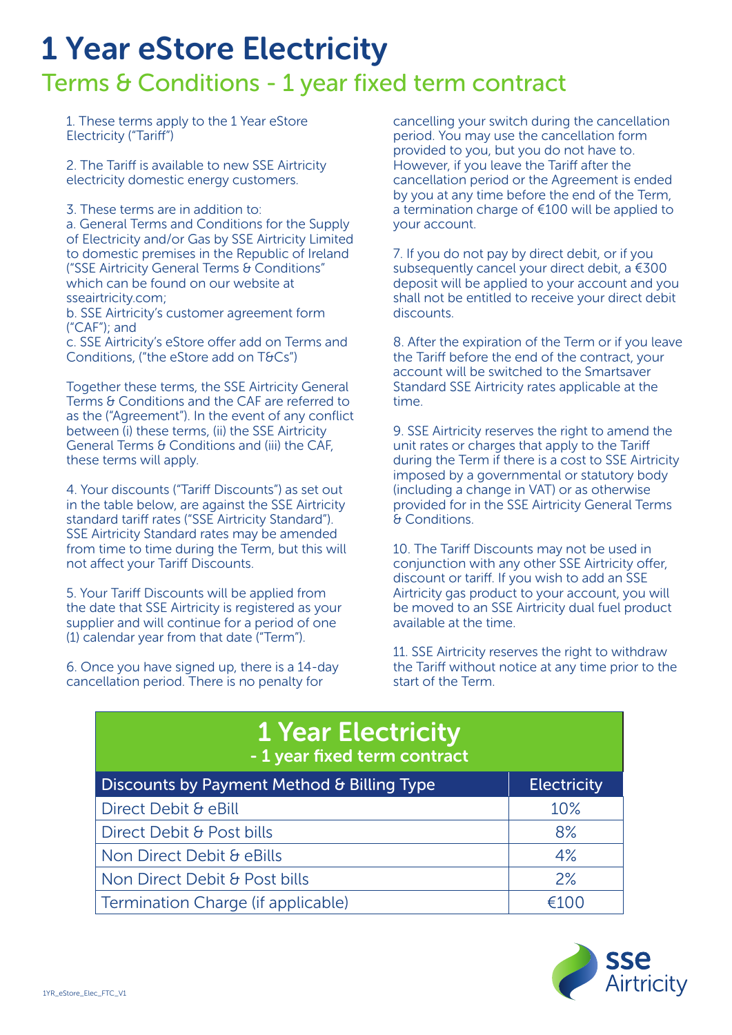# 1 Year eStore Electricity

## Terms & Conditions - 1 year fixed term contract

1. These terms apply to the 1 Year eStore Electricity ("Tariff")

2. The Tariff is available to new SSE Airtricity electricity domestic energy customers.

3. These terms are in addition to:
a. General Terms and Conditions for the Supply of Electricity and/or Gas by SSE Airtricity Limited to domestic premises in the Republic of Ireland ("SSE Airtricity General Terms & Conditions" which can be found on our website at sseairtricity.com;
b. SSE Airtricity's customer agreement form ("CAF"); and
c. SSE Airtricity's eStore offer add on Terms and Conditions, ("the eStore add on T&Cs")

Together these terms, the SSE Airtricity General Terms & Conditions and the CAF are referred to as the ("Agreement"). In the event of any conflict between (i) these terms, (ii) the SSE Airtricity General Terms & Conditions and (iii) the CAF, these terms will apply.

4. Your discounts ("Tariff Discounts") as set out in the table below, are against the SSE Airtricity standard tariff rates ("SSE Airtricity Standard"). SSE Airtricity Standard rates may be amended from time to time during the Term, but this will not affect your Tariff Discounts.

5. Your Tariff Discounts will be applied from the date that SSE Airtricity is registered as your supplier and will continue for a period of one (1) calendar year from that date ("Term").

6. Once you have signed up, there is a 14-day cancellation period. There is no penalty for cancelling your switch during the cancellation period. You may use the cancellation form provided to you, but you do not have to. However, if you leave the Tariff after the cancellation period or the Agreement is ended by you at any time before the end of the Term, a termination charge of €100 will be applied to your account.

7. If you do not pay by direct debit, or if you subsequently cancel your direct debit, a €300 deposit will be applied to your account and you shall not be entitled to receive your direct debit discounts.

8. After the expiration of the Term or if you leave the Tariff before the end of the contract, your account will be switched to the Smartsaver Standard SSE Airtricity rates applicable at the time.

9. SSE Airtricity reserves the right to amend the unit rates or charges that apply to the Tariff during the Term if there is a cost to SSE Airtricity imposed by a governmental or statutory body (including a change in VAT) or as otherwise provided for in the SSE Airtricity General Terms & Conditions.

10. The Tariff Discounts may not be used in conjunction with any other SSE Airtricity offer, discount or tariff. If you wish to add an SSE Airtricity gas product to your account, you will be moved to an SSE Airtricity dual fuel product available at the time.

11. SSE Airtricity reserves the right to withdraw the Tariff without notice at any time prior to the start of the Term.

### 1 Year Electricity - 1 year fixed term contract

| Discounts by Payment Method & Billing Type | Electricity |
|---|---|
| Direct Debit & eBill | 10% |
| Direct Debit & Post bills | 8% |
| Non Direct Debit & eBills | 4% |
| Non Direct Debit & Post bills | 2% |
| Termination Charge (if applicable) | €100 |

1YR_eStore_Elec_FTC_V1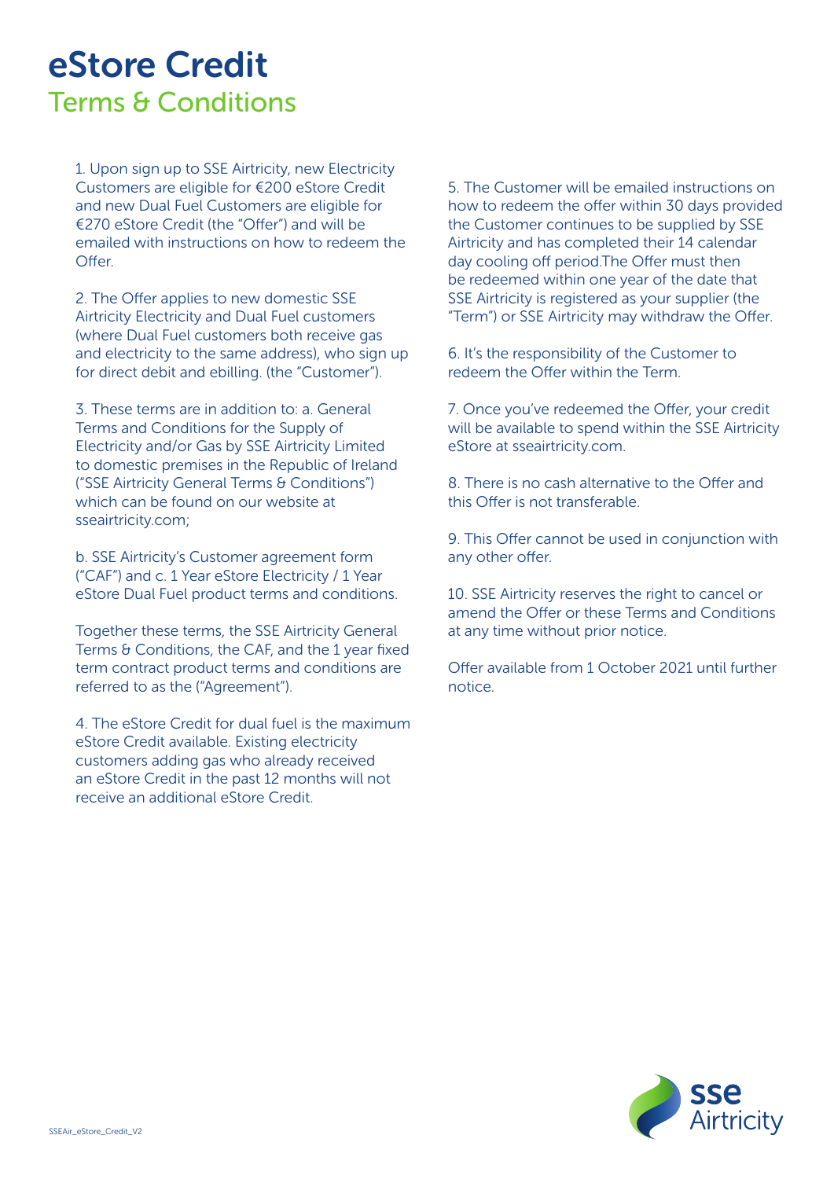# eStore Credit

## Terms & Conditions

1. Upon sign up to SSE Airtricity, new Electricity Customers are eligible for €200 eStore Credit and new Dual Fuel Customers are eligible for €270 eStore Credit (the "Offer") and will be emailed with instructions on how to redeem the Offer.

2. The Offer applies to new domestic SSE Airtricity Electricity and Dual Fuel customers (where Dual Fuel customers both receive gas and electricity to the same address), who sign up for direct debit and ebilling. (the "Customer").

3. These terms are in addition to: a. General Terms and Conditions for the Supply of Electricity and/or Gas by SSE Airtricity Limited to domestic premises in the Republic of Ireland ("SSE Airtricity General Terms & Conditions") which can be found on our website at sseairtricity.com;

b. SSE Airtricity's Customer agreement form ("CAF") and c. 1 Year eStore Electricity / 1 Year eStore Dual Fuel product terms and conditions.

Together these terms, the SSE Airtricity General Terms & Conditions, the CAF, and the 1 year fixed term contract product terms and conditions are referred to as the ("Agreement").

4. The eStore Credit for dual fuel is the maximum eStore Credit available. Existing electricity customers adding gas who already received an eStore Credit in the past 12 months will not receive an additional eStore Credit.

5. The Customer will be emailed instructions on how to redeem the offer within 30 days provided the Customer continues to be supplied by SSE Airtricity and has completed their 14 calendar day cooling off period.The Offer must then be redeemed within one year of the date that SSE Airtricity is registered as your supplier (the "Term") or SSE Airtricity may withdraw the Offer.

6. It's the responsibility of the Customer to redeem the Offer within the Term.

7. Once you've redeemed the Offer, your credit will be available to spend within the SSE Airtricity eStore at sseairtricity.com.

8. There is no cash alternative to the Offer and this Offer is not transferable.

9. This Offer cannot be used in conjunction with any other offer.

10. SSE Airtricity reserves the right to cancel or amend the Offer or these Terms and Conditions at any time without prior notice.

Offer available from 1 October 2021 until further notice.

SSEAir_eStore_Credit_V2